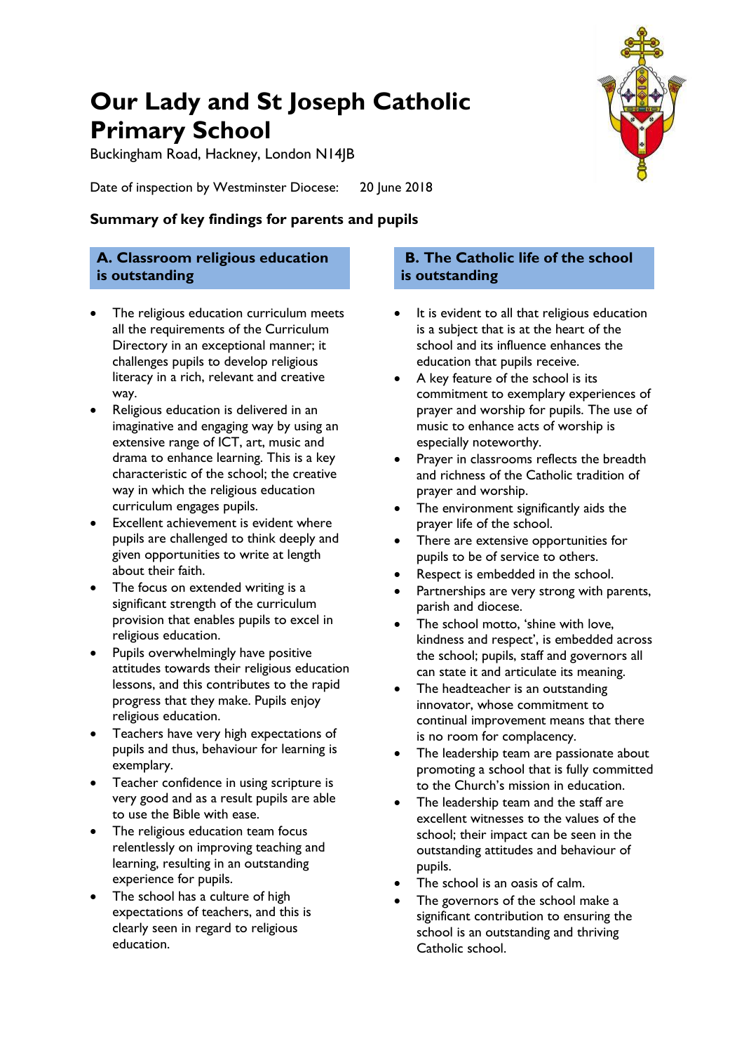# Our Lady and St Joseph Catholic Primary School

Buckingham Road, Hackney, London N14JB

Date of inspection by Westminster Diocese: 20 June 2018

### Summary of key findings for parents and pupils

## A. Classroom religious education is outstanding

- The religious education curriculum meets all the requirements of the Curriculum Directory in an exceptional manner; it challenges pupils to develop religious literacy in a rich, relevant and creative way.
- Religious education is delivered in an imaginative and engaging way by using an extensive range of ICT, art, music and drama to enhance learning. This is a key characteristic of the school; the creative way in which the religious education curriculum engages pupils.
- Excellent achievement is evident where pupils are challenged to think deeply and given opportunities to write at length about their faith.
- The focus on extended writing is a significant strength of the curriculum provision that enables pupils to excel in religious education.
- Pupils overwhelmingly have positive attitudes towards their religious education lessons, and this contributes to the rapid progress that they make. Pupils enjoy religious education.
- Teachers have very high expectations of pupils and thus, behaviour for learning is exemplary.
- Teacher confidence in using scripture is very good and as a result pupils are able to use the Bible with ease.
- The religious education team focus relentlessly on improving teaching and learning, resulting in an outstanding experience for pupils.
- The school has a culture of high expectations of teachers, and this is clearly seen in regard to religious education.

## B. The Catholic life of the school is outstanding

- It is evident to all that religious education is a subject that is at the heart of the school and its influence enhances the education that pupils receive.
- A key feature of the school is its commitment to exemplary experiences of prayer and worship for pupils. The use of music to enhance acts of worship is especially noteworthy.
- Prayer in classrooms reflects the breadth and richness of the Catholic tradition of prayer and worship.
- The environment significantly aids the prayer life of the school.
- There are extensive opportunities for pupils to be of service to others.
- Respect is embedded in the school.
- Partnerships are very strong with parents, parish and diocese.
- The school motto, 'shine with love, kindness and respect', is embedded across the school; pupils, staff and governors all can state it and articulate its meaning.
- The headteacher is an outstanding innovator, whose commitment to continual improvement means that there is no room for complacency.
- The leadership team are passionate about promoting a school that is fully committed to the Church's mission in education.
- The leadership team and the staff are excellent witnesses to the values of the school; their impact can be seen in the outstanding attitudes and behaviour of pupils.
- The school is an oasis of calm.
- The governors of the school make a significant contribution to ensuring the school is an outstanding and thriving Catholic school.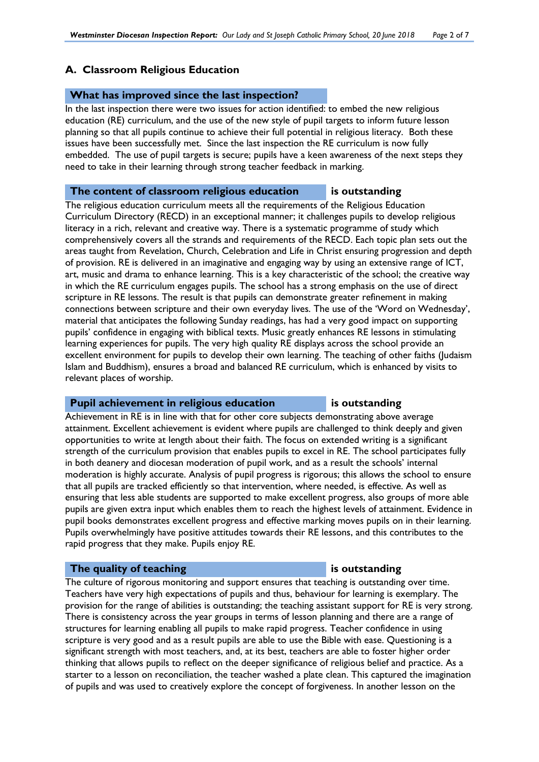## A. Classroom Religious Education

### What has improved since the last inspection?

In the last inspection there were two issues for action identified: to embed the new religious education (RE) curriculum, and the use of the new style of pupil targets to inform future lesson planning so that all pupils continue to achieve their full potential in religious literacy. Both these issues have been successfully met. Since the last inspection the RE curriculum is now fully embedded. The use of pupil targets is secure; pupils have a keen awareness of the next steps they need to take in their learning through strong teacher feedback in marking.

### The content of classroom religious education **is outstanding**

The religious education curriculum meets all the requirements of the Religious Education Curriculum Directory (RECD) in an exceptional manner; it challenges pupils to develop religious literacy in a rich, relevant and creative way. There is a systematic programme of study which comprehensively covers all the strands and requirements of the RECD. Each topic plan sets out the areas taught from Revelation, Church, Celebration and Life in Christ ensuring progression and depth of provision. RE is delivered in an imaginative and engaging way by using an extensive range of ICT, art, music and drama to enhance learning. This is a key characteristic of the school; the creative way in which the RE curriculum engages pupils. The school has a strong emphasis on the use of direct scripture in RE lessons. The result is that pupils can demonstrate greater refinement in making connections between scripture and their own everyday lives. The use of the 'Word on Wednesday', material that anticipates the following Sunday readings, has had a very good impact on supporting pupils' confidence in engaging with biblical texts. Music greatly enhances RE lessons in stimulating learning experiences for pupils. The very high quality RE displays across the school provide an excellent environment for pupils to develop their own learning. The teaching of other faiths (Judaism Islam and Buddhism), ensures a broad and balanced RE curriculum, which is enhanced by visits to relevant places of worship.

### Pupil achievement in religious education **is outstanding**

Achievement in RE is in line with that for other core subjects demonstrating above average attainment. Excellent achievement is evident where pupils are challenged to think deeply and given opportunities to write at length about their faith. The focus on extended writing is a significant strength of the curriculum provision that enables pupils to excel in RE. The school participates fully in both deanery and diocesan moderation of pupil work, and as a result the schools' internal moderation is highly accurate. Analysis of pupil progress is rigorous; this allows the school to ensure that all pupils are tracked efficiently so that intervention, where needed, is effective. As well as ensuring that less able students are supported to make excellent progress, also groups of more able pupils are given extra input which enables them to reach the highest levels of attainment. Evidence in pupil books demonstrates excellent progress and effective marking moves pupils on in their learning. Pupils overwhelmingly have positive attitudes towards their RE lessons, and this contributes to the rapid progress that they make. Pupils enjoy RE.

### The quality of teaching **is outstanding**

The culture of rigorous monitoring and support ensures that teaching is outstanding over time. Teachers have very high expectations of pupils and thus, behaviour for learning is exemplary. The provision for the range of abilities is outstanding; the teaching assistant support for RE is very strong. There is consistency across the year groups in terms of lesson planning and there are a range of structures for learning enabling all pupils to make rapid progress. Teacher confidence in using scripture is very good and as a result pupils are able to use the Bible with ease. Questioning is a significant strength with most teachers, and, at its best, teachers are able to foster higher order thinking that allows pupils to reflect on the deeper significance of religious belief and practice. As a starter to a lesson on reconciliation, the teacher washed a plate clean. This captured the imagination of pupils and was used to creatively explore the concept of forgiveness. In another lesson on the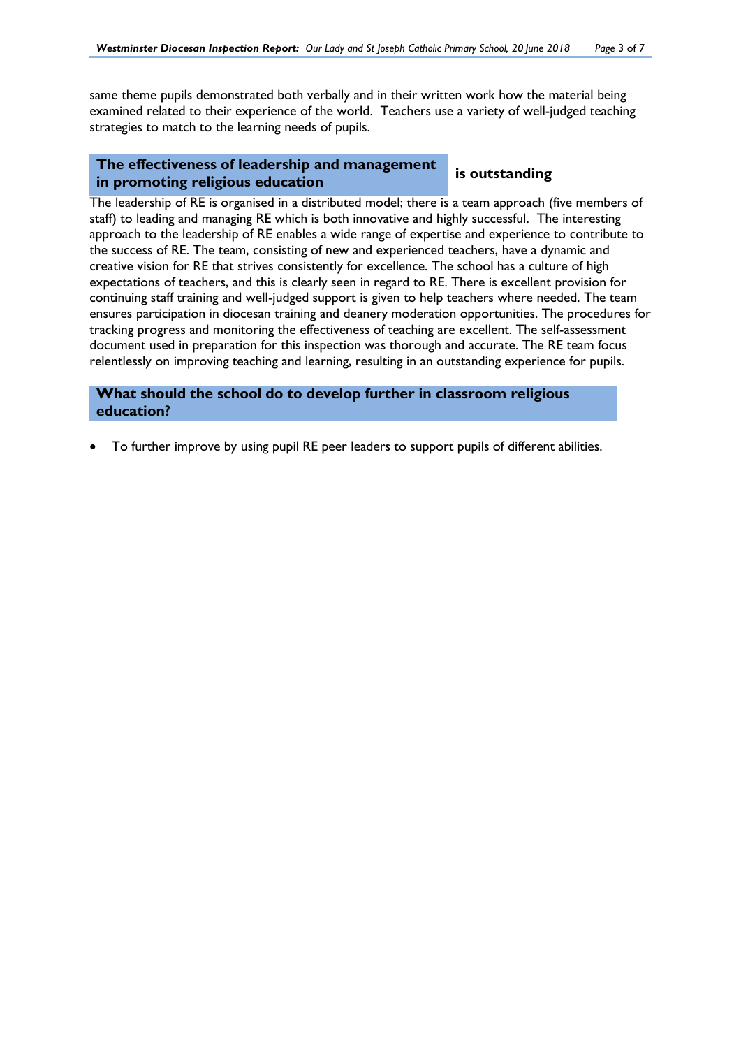same theme pupils demonstrated both verbally and in their written work how the material being examined related to their experience of the world. Teachers use a variety of well-judged teaching strategies to match to the learning needs of pupils.

## The effectiveness of leadership and management in promoting religious education is outstanding

The leadership of RE is organised in a distributed model; there is a team approach (five members of staff) to leading and managing RE which is both innovative and highly successful. The interesting approach to the leadership of RE enables a wide range of expertise and experience to contribute to the success of RE. The team, consisting of new and experienced teachers, have a dynamic and creative vision for RE that strives consistently for excellence. The school has a culture of high expectations of teachers, and this is clearly seen in regard to RE. There is excellent provision for continuing staff training and well-judged support is given to help teachers where needed. The team ensures participation in diocesan training and deanery moderation opportunities. The procedures for tracking progress and monitoring the effectiveness of teaching are excellent. The self-assessment document used in preparation for this inspection was thorough and accurate. The RE team focus relentlessly on improving teaching and learning, resulting in an outstanding experience for pupils.

## What should the school do to develop further in classroom religious education?

- To further improve by using pupil RE peer leaders to support pupils of different abilities.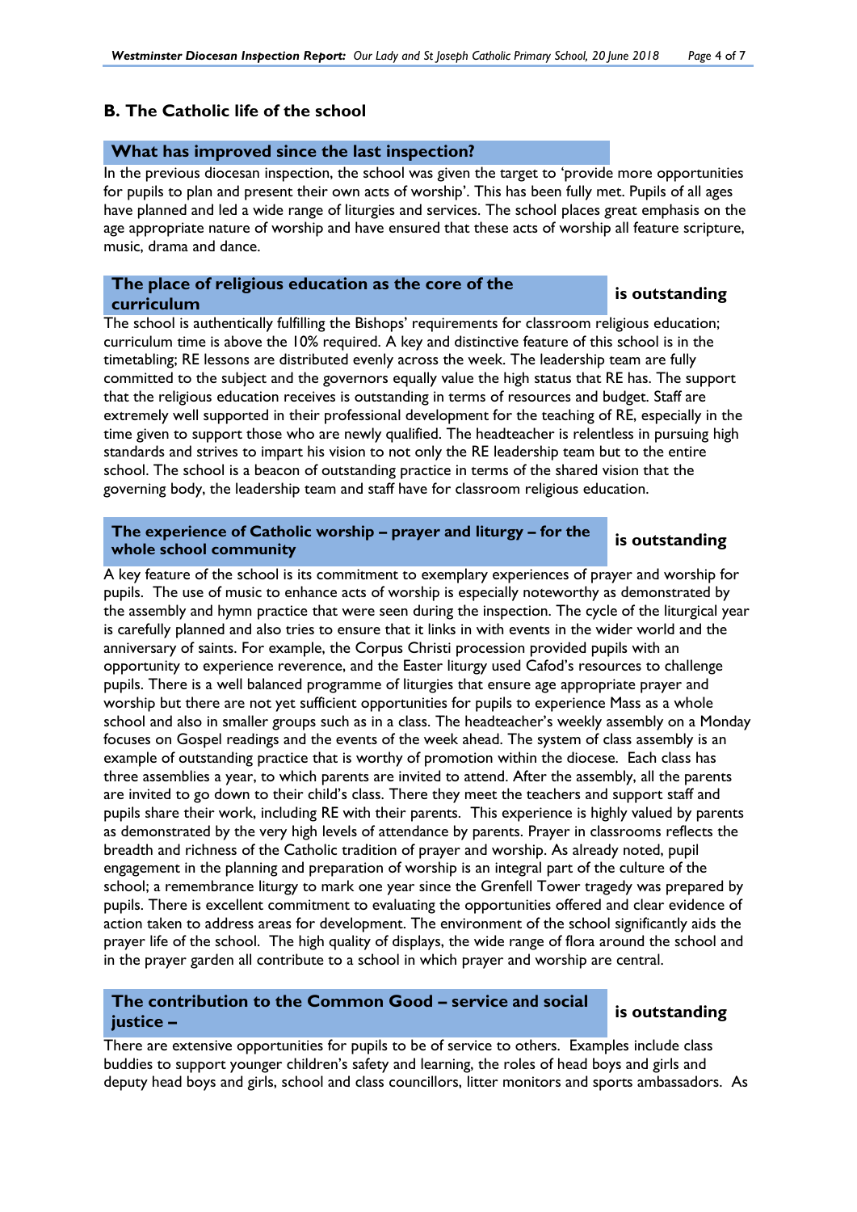## B. The Catholic life of the school

### What has improved since the last inspection?

In the previous diocesan inspection, the school was given the target to 'provide more opportunities for pupils to plan and present their own acts of worship'. This has been fully met. Pupils of all ages have planned and led a wide range of liturgies and services. The school places great emphasis on the age appropriate nature of worship and have ensured that these acts of worship all feature scripture, music, drama and dance.

### The place of religious education as the core of the curriculum — is outstanding

The school is authentically fulfilling the Bishops' requirements for classroom religious education; curriculum time is above the 10% required. A key and distinctive feature of this school is in the timetabling; RE lessons are distributed evenly across the week. The leadership team are fully committed to the subject and the governors equally value the high status that RE has. The support that the religious education receives is outstanding in terms of resources and budget. Staff are extremely well supported in their professional development for the teaching of RE, especially in the time given to support those who are newly qualified. The headteacher is relentless in pursuing high standards and strives to impart his vision to not only the RE leadership team but to the entire school. The school is a beacon of outstanding practice in terms of the shared vision that the governing body, the leadership team and staff have for classroom religious education.

### The experience of Catholic worship – prayer and liturgy – for the whole school community — is outstanding

A key feature of the school is its commitment to exemplary experiences of prayer and worship for pupils. The use of music to enhance acts of worship is especially noteworthy as demonstrated by the assembly and hymn practice that were seen during the inspection. The cycle of the liturgical year is carefully planned and also tries to ensure that it links in with events in the wider world and the anniversary of saints. For example, the Corpus Christi procession provided pupils with an opportunity to experience reverence, and the Easter liturgy used Cafod's resources to challenge pupils. There is a well balanced programme of liturgies that ensure age appropriate prayer and worship but there are not yet sufficient opportunities for pupils to experience Mass as a whole school and also in smaller groups such as in a class. The headteacher's weekly assembly on a Monday focuses on Gospel readings and the events of the week ahead. The system of class assembly is an example of outstanding practice that is worthy of promotion within the diocese. Each class has three assemblies a year, to which parents are invited to attend. After the assembly, all the parents are invited to go down to their child's class. There they meet the teachers and support staff and pupils share their work, including RE with their parents. This experience is highly valued by parents as demonstrated by the very high levels of attendance by parents. Prayer in classrooms reflects the breadth and richness of the Catholic tradition of prayer and worship. As already noted, pupil engagement in the planning and preparation of worship is an integral part of the culture of the school; a remembrance liturgy to mark one year since the Grenfell Tower tragedy was prepared by pupils. There is excellent commitment to evaluating the opportunities offered and clear evidence of action taken to address areas for development. The environment of the school significantly aids the prayer life of the school. The high quality of displays, the wide range of flora around the school and in the prayer garden all contribute to a school in which prayer and worship are central.

### The contribution to the Common Good – service and social justice – — is outstanding

There are extensive opportunities for pupils to be of service to others. Examples include class buddies to support younger children's safety and learning, the roles of head boys and girls and deputy head boys and girls, school and class councillors, litter monitors and sports ambassadors. As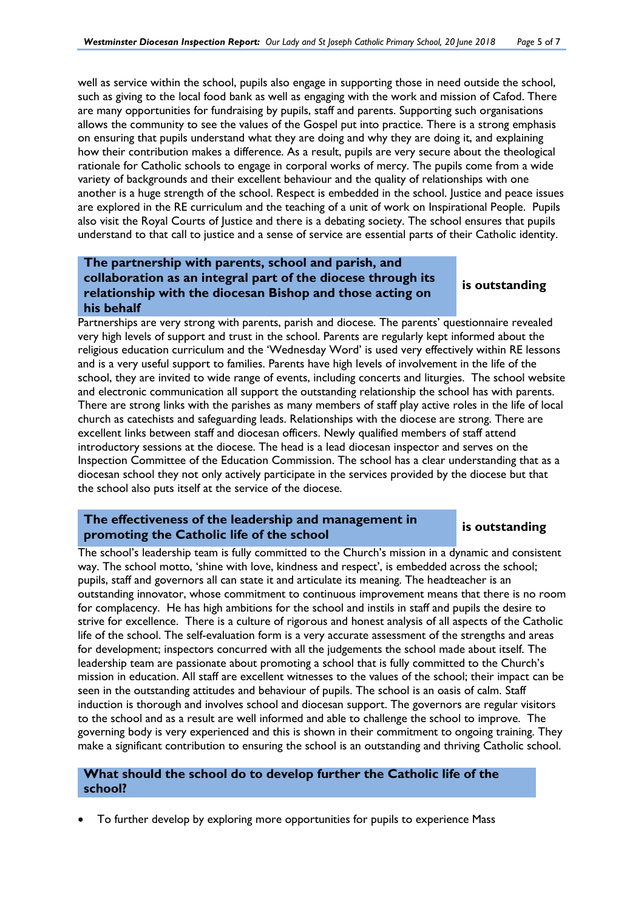well as service within the school, pupils also engage in supporting those in need outside the school, such as giving to the local food bank as well as engaging with the work and mission of Cafod. There are many opportunities for fundraising by pupils, staff and parents. Supporting such organisations allows the community to see the values of the Gospel put into practice. There is a strong emphasis on ensuring that pupils understand what they are doing and why they are doing it, and explaining how their contribution makes a difference. As a result, pupils are very secure about the theological rationale for Catholic schools to engage in corporal works of mercy. The pupils come from a wide variety of backgrounds and their excellent behaviour and the quality of relationships with one another is a huge strength of the school. Respect is embedded in the school. Justice and peace issues are explored in the RE curriculum and the teaching of a unit of work on Inspirational People. Pupils also visit the Royal Courts of Justice and there is a debating society. The school ensures that pupils understand to that call to justice and a sense of service are essential parts of their Catholic identity.

## The partnership with parents, school and parish, and collaboration as an integral part of the diocese through its relationship with the diocesan Bishop and those acting on his behalf — is outstanding

Partnerships are very strong with parents, parish and diocese. The parents' questionnaire revealed very high levels of support and trust in the school. Parents are regularly kept informed about the religious education curriculum and the 'Wednesday Word' is used very effectively within RE lessons and is a very useful support to families. Parents have high levels of involvement in the life of the school, they are invited to wide range of events, including concerts and liturgies. The school website and electronic communication all support the outstanding relationship the school has with parents. There are strong links with the parishes as many members of staff play active roles in the life of local church as catechists and safeguarding leads. Relationships with the diocese are strong. There are excellent links between staff and diocesan officers. Newly qualified members of staff attend introductory sessions at the diocese. The head is a lead diocesan inspector and serves on the Inspection Committee of the Education Commission. The school has a clear understanding that as a diocesan school they not only actively participate in the services provided by the diocese but that the school also puts itself at the service of the diocese.

## The effectiveness of the leadership and management in promoting the Catholic life of the school — is outstanding

The school's leadership team is fully committed to the Church's mission in a dynamic and consistent way. The school motto, 'shine with love, kindness and respect', is embedded across the school; pupils, staff and governors all can state it and articulate its meaning. The headteacher is an outstanding innovator, whose commitment to continuous improvement means that there is no room for complacency. He has high ambitions for the school and instils in staff and pupils the desire to strive for excellence. There is a culture of rigorous and honest analysis of all aspects of the Catholic life of the school. The self-evaluation form is a very accurate assessment of the strengths and areas for development; inspectors concurred with all the judgements the school made about itself. The leadership team are passionate about promoting a school that is fully committed to the Church's mission in education. All staff are excellent witnesses to the values of the school; their impact can be seen in the outstanding attitudes and behaviour of pupils. The school is an oasis of calm. Staff induction is thorough and involves school and diocesan support. The governors are regular visitors to the school and as a result are well informed and able to challenge the school to improve. The governing body is very experienced and this is shown in their commitment to ongoing training. They make a significant contribution to ensuring the school is an outstanding and thriving Catholic school.

## What should the school do to develop further the Catholic life of the school?

- To further develop by exploring more opportunities for pupils to experience Mass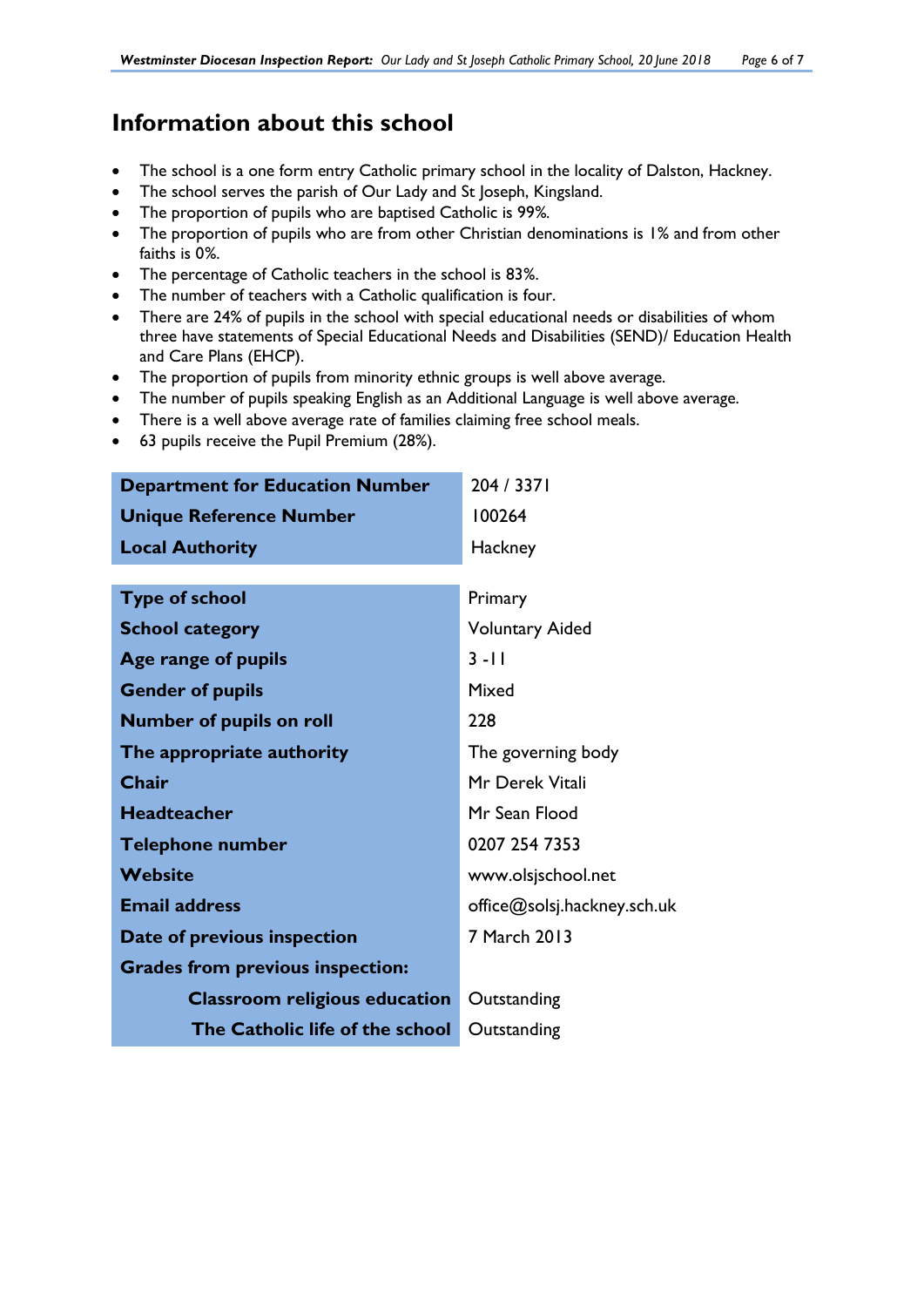## Information about this school

- The school is a one form entry Catholic primary school in the locality of Dalston, Hackney.
- The school serves the parish of Our Lady and St Joseph, Kingsland.
- The proportion of pupils who are baptised Catholic is 99%.
- The proportion of pupils who are from other Christian denominations is 1% and from other faiths is 0%.
- The percentage of Catholic teachers in the school is 83%.
- The number of teachers with a Catholic qualification is four.
- There are 24% of pupils in the school with special educational needs or disabilities of whom three have statements of Special Educational Needs and Disabilities (SEND)/ Education Health and Care Plans (EHCP).
- The proportion of pupils from minority ethnic groups is well above average.
- The number of pupils speaking English as an Additional Language is well above average.
- There is a well above average rate of families claiming free school meals.
- 63 pupils receive the Pupil Premium (28%).

| | |
|---|---|
| **Department for Education Number** | 204 / 3371 |
| **Unique Reference Number** | 100264 |
| **Local Authority** | Hackney |

| | |
|---|---|
| **Type of school** | Primary |
| **School category** | Voluntary Aided |
| **Age range of pupils** | 3 -11 |
| **Gender of pupils** | Mixed |
| **Number of pupils on roll** | 228 |
| **The appropriate authority** | The governing body |
| **Chair** | Mr Derek Vitali |
| **Headteacher** | Mr Sean Flood |
| **Telephone number** | 0207 254 7353 |
| **Website** | www.olsjschool.net |
| **Email address** | office@solsj.hackney.sch.uk |
| **Date of previous inspection** | 7 March 2013 |
| **Grades from previous inspection:** | |
| **Classroom religious education** | Outstanding |
| **The Catholic life of the school** | Outstanding |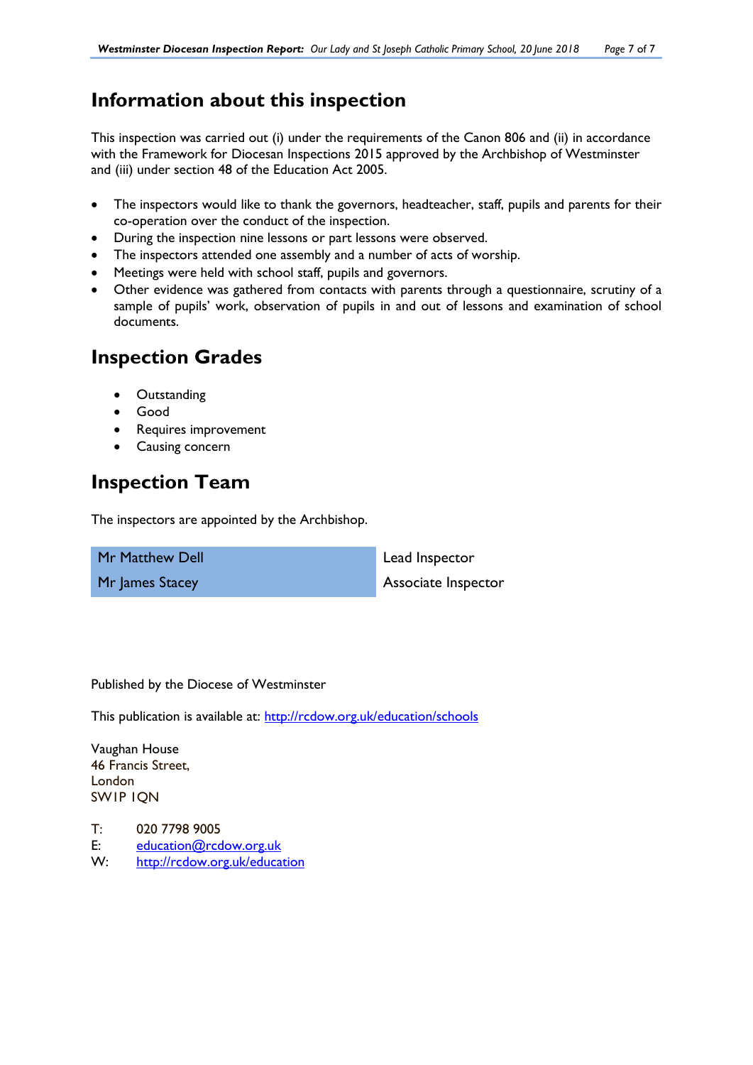## Information about this inspection

This inspection was carried out (i) under the requirements of the Canon 806 and (ii) in accordance with the Framework for Diocesan Inspections 2015 approved by the Archbishop of Westminster and (iii) under section 48 of the Education Act 2005.

- The inspectors would like to thank the governors, headteacher, staff, pupils and parents for their co-operation over the conduct of the inspection.
- During the inspection nine lessons or part lessons were observed.
- The inspectors attended one assembly and a number of acts of worship.
- Meetings were held with school staff, pupils and governors.
- Other evidence was gathered from contacts with parents through a questionnaire, scrutiny of a sample of pupils' work, observation of pupils in and out of lessons and examination of school documents.

## Inspection Grades

- Outstanding
- Good
- Requires improvement
- Causing concern

## Inspection Team

The inspectors are appointed by the Archbishop.

| | |
|---|---|
| Mr Matthew Dell | Lead Inspector |
| Mr James Stacey | Associate Inspector |

Published by the Diocese of Westminster

This publication is available at: http://rcdow.org.uk/education/schools

Vaughan House
46 Francis Street,
London
SW1P 1QN

T: 020 7798 9005
E: education@rcdow.org.uk
W: http://rcdow.org.uk/education